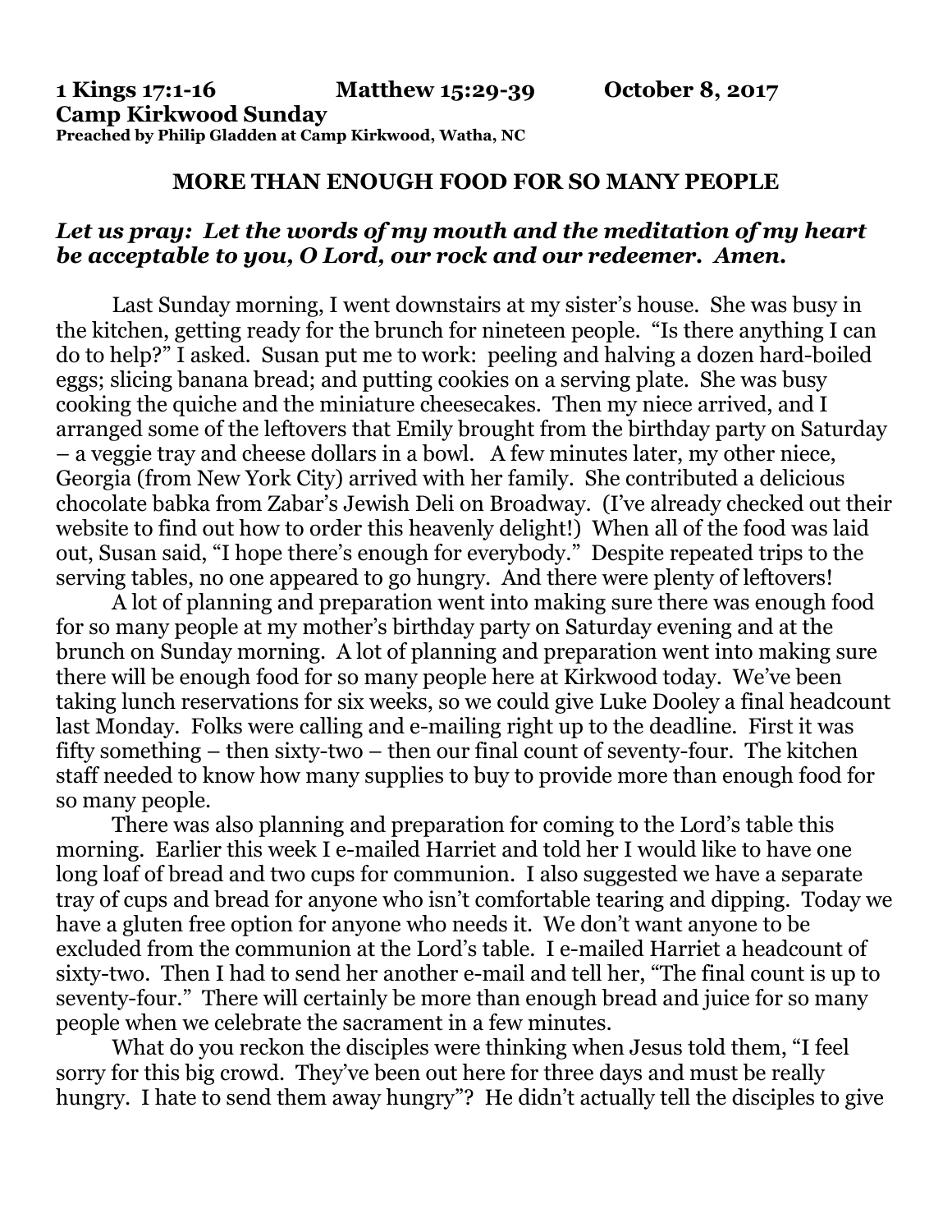**1 Kings 17:1-16 Matthew 15:29-39 October 8, 2017**
**Camp Kirkwood Sunday**
**Preached by Philip Gladden at Camp Kirkwood, Watha, NC**

## MORE THAN ENOUGH FOOD FOR SO MANY PEOPLE

***Let us pray: Let the words of my mouth and the meditation of my heart be acceptable to you, O Lord, our rock and our redeemer. Amen.***

Last Sunday morning, I went downstairs at my sister's house. She was busy in the kitchen, getting ready for the brunch for nineteen people. "Is there anything I can do to help?" I asked. Susan put me to work: peeling and halving a dozen hard-boiled eggs; slicing banana bread; and putting cookies on a serving plate. She was busy cooking the quiche and the miniature cheesecakes. Then my niece arrived, and I arranged some of the leftovers that Emily brought from the birthday party on Saturday – a veggie tray and cheese dollars in a bowl. A few minutes later, my other niece, Georgia (from New York City) arrived with her family. She contributed a delicious chocolate babka from Zabar's Jewish Deli on Broadway. (I've already checked out their website to find out how to order this heavenly delight!) When all of the food was laid out, Susan said, "I hope there's enough for everybody." Despite repeated trips to the serving tables, no one appeared to go hungry. And there were plenty of leftovers!

A lot of planning and preparation went into making sure there was enough food for so many people at my mother's birthday party on Saturday evening and at the brunch on Sunday morning. A lot of planning and preparation went into making sure there will be enough food for so many people here at Kirkwood today. We've been taking lunch reservations for six weeks, so we could give Luke Dooley a final headcount last Monday. Folks were calling and e-mailing right up to the deadline. First it was fifty something – then sixty-two – then our final count of seventy-four. The kitchen staff needed to know how many supplies to buy to provide more than enough food for so many people.

There was also planning and preparation for coming to the Lord's table this morning. Earlier this week I e-mailed Harriet and told her I would like to have one long loaf of bread and two cups for communion. I also suggested we have a separate tray of cups and bread for anyone who isn't comfortable tearing and dipping. Today we have a gluten free option for anyone who needs it. We don't want anyone to be excluded from the communion at the Lord's table. I e-mailed Harriet a headcount of sixty-two. Then I had to send her another e-mail and tell her, "The final count is up to seventy-four." There will certainly be more than enough bread and juice for so many people when we celebrate the sacrament in a few minutes.

What do you reckon the disciples were thinking when Jesus told them, "I feel sorry for this big crowd. They've been out here for three days and must be really hungry. I hate to send them away hungry"? He didn't actually tell the disciples to give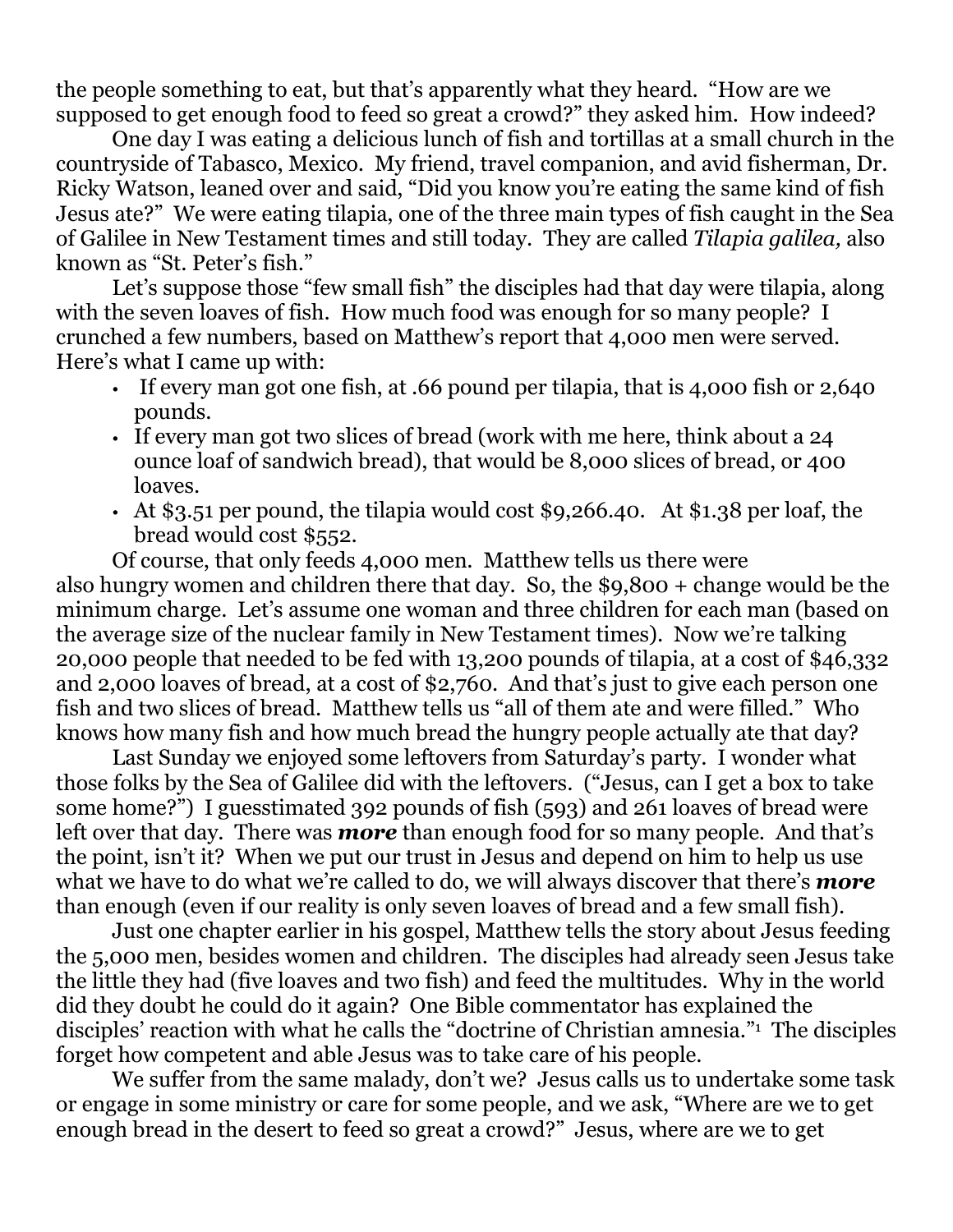the people something to eat, but that's apparently what they heard. "How are we supposed to get enough food to feed so great a crowd?" they asked him. How indeed?

One day I was eating a delicious lunch of fish and tortillas at a small church in the countryside of Tabasco, Mexico. My friend, travel companion, and avid fisherman, Dr. Ricky Watson, leaned over and said, "Did you know you're eating the same kind of fish Jesus ate?" We were eating tilapia, one of the three main types of fish caught in the Sea of Galilee in New Testament times and still today. They are called *Tilapia galilea,* also known as "St. Peter's fish."

Let's suppose those "few small fish" the disciples had that day were tilapia, along with the seven loaves of fish. How much food was enough for so many people? I crunched a few numbers, based on Matthew's report that 4,000 men were served. Here's what I came up with:

- If every man got one fish, at .66 pound per tilapia, that is 4,000 fish or 2,640 pounds.
- If every man got two slices of bread (work with me here, think about a 24 ounce loaf of sandwich bread), that would be 8,000 slices of bread, or 400 loaves.
- At $3.51 per pound, the tilapia would cost $9,266.40. At $1.38 per loaf, the bread would cost $552.

Of course, that only feeds 4,000 men. Matthew tells us there were also hungry women and children there that day. So, the $9,800 + change would be the minimum charge. Let's assume one woman and three children for each man (based on the average size of the nuclear family in New Testament times). Now we're talking 20,000 people that needed to be fed with 13,200 pounds of tilapia, at a cost of $46,332 and 2,000 loaves of bread, at a cost of $2,760. And that's just to give each person one fish and two slices of bread. Matthew tells us "all of them ate and were filled." Who knows how many fish and how much bread the hungry people actually ate that day?

Last Sunday we enjoyed some leftovers from Saturday's party. I wonder what those folks by the Sea of Galilee did with the leftovers. ("Jesus, can I get a box to take some home?") I guesstimated 392 pounds of fish (593) and 261 loaves of bread were left over that day. There was ***more*** than enough food for so many people. And that's the point, isn't it? When we put our trust in Jesus and depend on him to help us use what we have to do what we're called to do, we will always discover that there's ***more*** than enough (even if our reality is only seven loaves of bread and a few small fish).

Just one chapter earlier in his gospel, Matthew tells the story about Jesus feeding the 5,000 men, besides women and children. The disciples had already seen Jesus take the little they had (five loaves and two fish) and feed the multitudes. Why in the world did they doubt he could do it again? One Bible commentator has explained the disciples' reaction with what he calls the "doctrine of Christian amnesia."[1] The disciples forget how competent and able Jesus was to take care of his people.

We suffer from the same malady, don't we? Jesus calls us to undertake some task or engage in some ministry or care for some people, and we ask, "Where are we to get enough bread in the desert to feed so great a crowd?" Jesus, where are we to get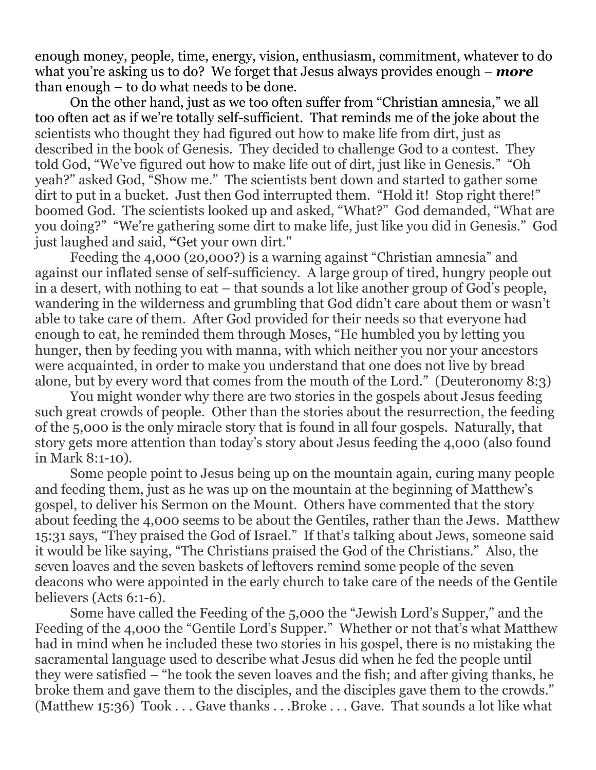enough money, people, time, energy, vision, enthusiasm, commitment, whatever to do what you're asking us to do? We forget that Jesus always provides enough – ***more*** than enough – to do what needs to be done.

On the other hand, just as we too often suffer from "Christian amnesia," we all too often act as if we're totally self-sufficient. That reminds me of the joke about the scientists who thought they had figured out how to make life from dirt, just as described in the book of Genesis. They decided to challenge God to a contest. They told God, "We've figured out how to make life out of dirt, just like in Genesis." "Oh yeah?" asked God, "Show me." The scientists bent down and started to gather some dirt to put in a bucket. Just then God interrupted them. "Hold it! Stop right there!" boomed God. The scientists looked up and asked, "What?" God demanded, "What are you doing?" "We're gathering some dirt to make life, just like you did in Genesis." God just laughed and said, "Get your own dirt."

Feeding the 4,000 (20,000?) is a warning against "Christian amnesia" and against our inflated sense of self-sufficiency. A large group of tired, hungry people out in a desert, with nothing to eat – that sounds a lot like another group of God's people, wandering in the wilderness and grumbling that God didn't care about them or wasn't able to take care of them. After God provided for their needs so that everyone had enough to eat, he reminded them through Moses, "He humbled you by letting you hunger, then by feeding you with manna, with which neither you nor your ancestors were acquainted, in order to make you understand that one does not live by bread alone, but by every word that comes from the mouth of the Lord." (Deuteronomy 8:3)

You might wonder why there are two stories in the gospels about Jesus feeding such great crowds of people. Other than the stories about the resurrection, the feeding of the 5,000 is the only miracle story that is found in all four gospels. Naturally, that story gets more attention than today's story about Jesus feeding the 4,000 (also found in Mark 8:1-10).

Some people point to Jesus being up on the mountain again, curing many people and feeding them, just as he was up on the mountain at the beginning of Matthew's gospel, to deliver his Sermon on the Mount. Others have commented that the story about feeding the 4,000 seems to be about the Gentiles, rather than the Jews. Matthew 15:31 says, "They praised the God of Israel." If that's talking about Jews, someone said it would be like saying, "The Christians praised the God of the Christians." Also, the seven loaves and the seven baskets of leftovers remind some people of the seven deacons who were appointed in the early church to take care of the needs of the Gentile believers (Acts 6:1-6).

Some have called the Feeding of the 5,000 the "Jewish Lord's Supper," and the Feeding of the 4,000 the "Gentile Lord's Supper." Whether or not that's what Matthew had in mind when he included these two stories in his gospel, there is no mistaking the sacramental language used to describe what Jesus did when he fed the people until they were satisfied – "he took the seven loaves and the fish; and after giving thanks, he broke them and gave them to the disciples, and the disciples gave them to the crowds." (Matthew 15:36) Took . . . Gave thanks . . .Broke . . . Gave. That sounds a lot like what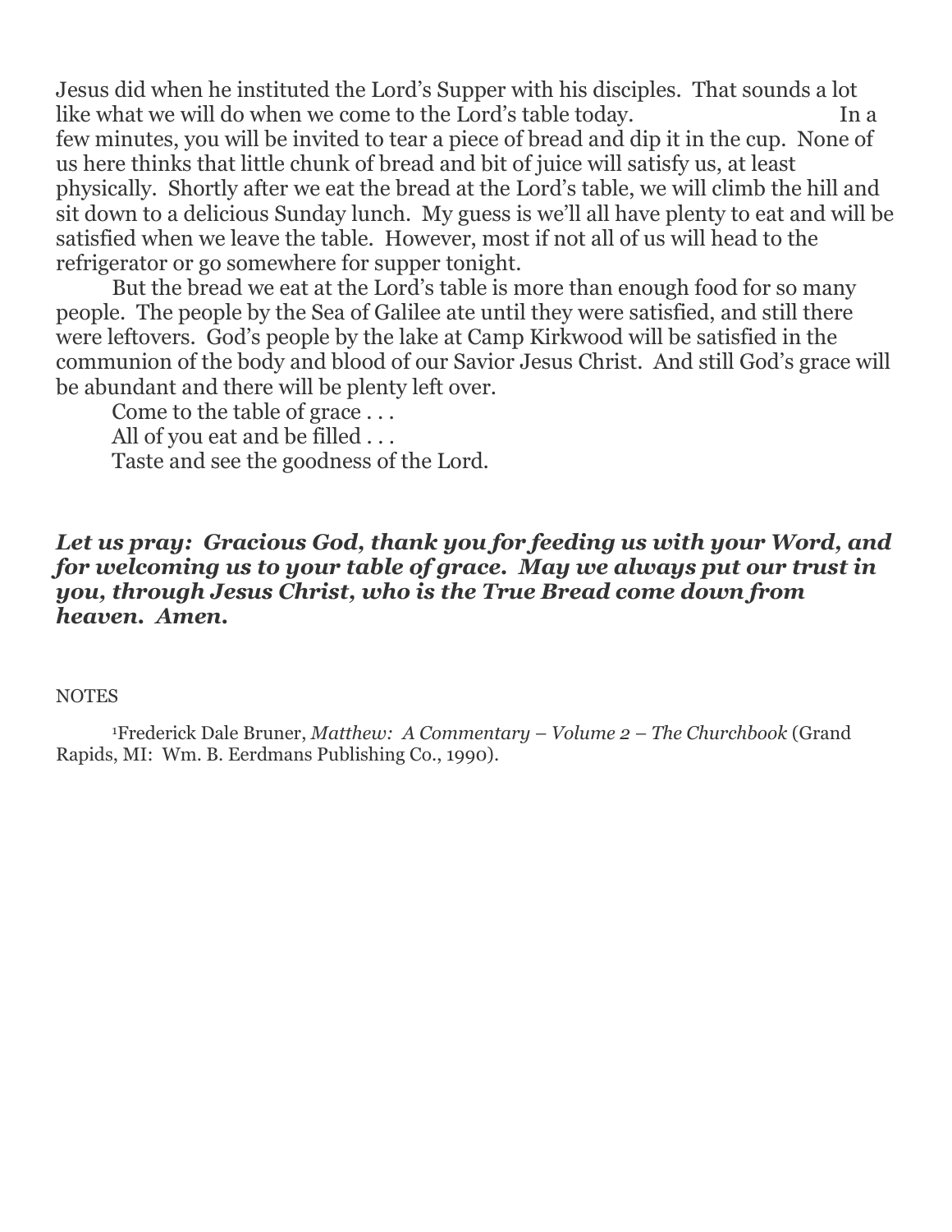Jesus did when he instituted the Lord's Supper with his disciples. That sounds a lot like what we will do when we come to the Lord's table today. In a few minutes, you will be invited to tear a piece of bread and dip it in the cup. None of us here thinks that little chunk of bread and bit of juice will satisfy us, at least physically. Shortly after we eat the bread at the Lord's table, we will climb the hill and sit down to a delicious Sunday lunch. My guess is we'll all have plenty to eat and will be satisfied when we leave the table. However, most if not all of us will head to the refrigerator or go somewhere for supper tonight.

But the bread we eat at the Lord's table is more than enough food for so many people. The people by the Sea of Galilee ate until they were satisfied, and still there were leftovers. God's people by the lake at Camp Kirkwood will be satisfied in the communion of the body and blood of our Savior Jesus Christ. And still God's grace will be abundant and there will be plenty left over.

Come to the table of grace . . .  
All of you eat and be filled . . .  
Taste and see the goodness of the Lord.

***Let us pray: Gracious God, thank you for feeding us with your Word, and for welcoming us to your table of grace. May we always put our trust in you, through Jesus Christ, who is the True Bread come down from heaven. Amen.***

NOTES

[1]Frederick Dale Bruner, *Matthew: A Commentary – Volume 2 – The Churchbook* (Grand Rapids, MI: Wm. B. Eerdmans Publishing Co., 1990).